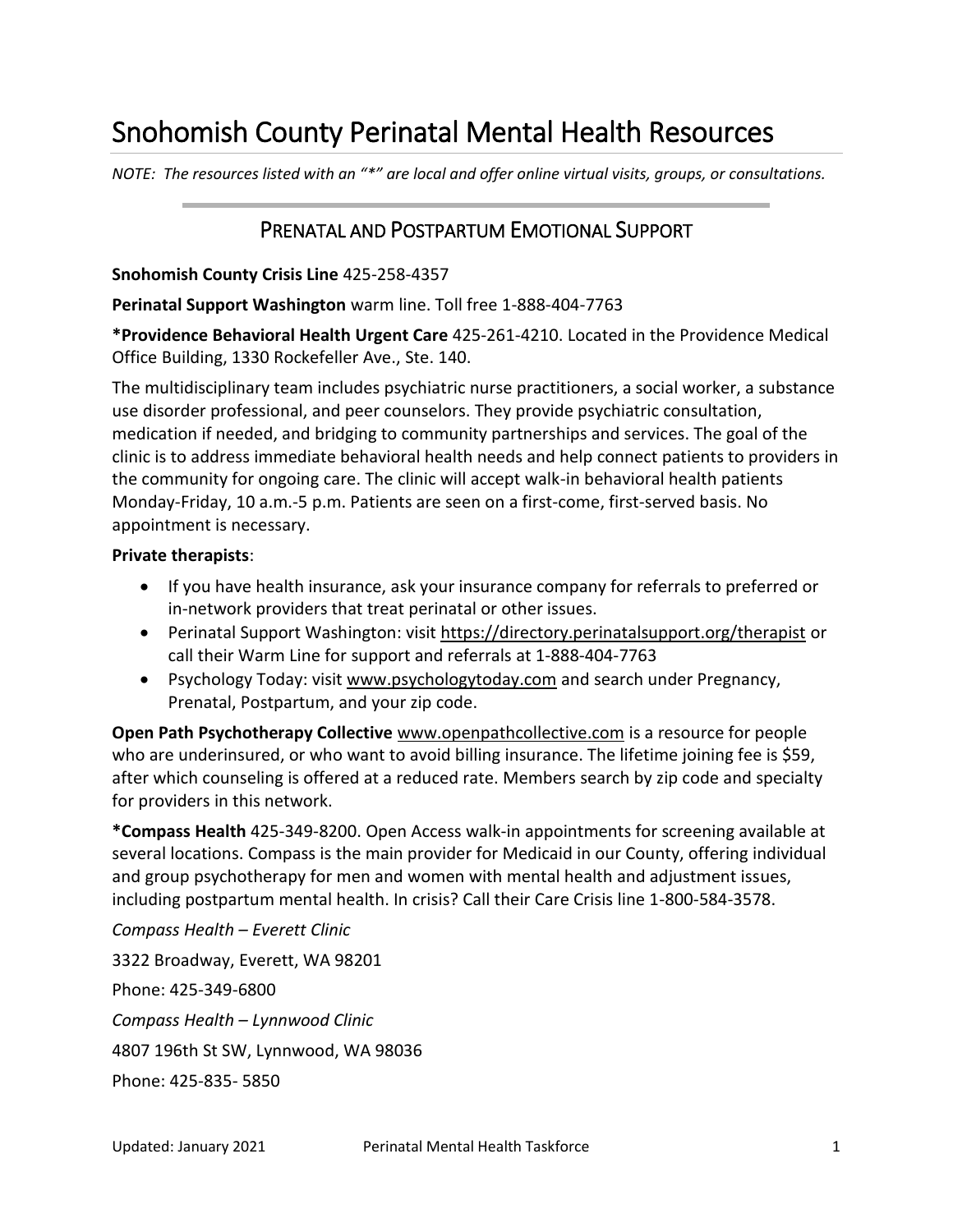# Snohomish County Perinatal Mental Health Resources

*NOTE: The resources listed with an "*" are local and offer online virtual visits, groups, or consultations.*

## Prenatal and Postpartum Emotional Support

**Snohomish County Crisis Line** 425-258-4357

**Perinatal Support Washington** warm line. Toll free 1-888-404-7763

**\*Providence Behavioral Health Urgent Care** 425-261-4210. Located in the Providence Medical Office Building, 1330 Rockefeller Ave., Ste. 140.

The multidisciplinary team includes psychiatric nurse practitioners, a social worker, a substance use disorder professional, and peer counselors. They provide psychiatric consultation, medication if needed, and bridging to community partnerships and services. The goal of the clinic is to address immediate behavioral health needs and help connect patients to providers in the community for ongoing care. The clinic will accept walk-in behavioral health patients Monday-Friday, 10 a.m.-5 p.m. Patients are seen on a first-come, first-served basis. No appointment is necessary.

**Private therapists**:

- If you have health insurance, ask your insurance company for referrals to preferred or in-network providers that treat perinatal or other issues.
- Perinatal Support Washington: visit https://directory.perinatalsupport.org/therapist or call their Warm Line for support and referrals at 1-888-404-7763
- Psychology Today: visit www.psychologytoday.com and search under Pregnancy, Prenatal, Postpartum, and your zip code.

**Open Path Psychotherapy Collective** www.openpathcollective.com is a resource for people who are underinsured, or who want to avoid billing insurance. The lifetime joining fee is $59, after which counseling is offered at a reduced rate. Members search by zip code and specialty for providers in this network.

**\*Compass Health** 425-349-8200. Open Access walk-in appointments for screening available at several locations. Compass is the main provider for Medicaid in our County, offering individual and group psychotherapy for men and women with mental health and adjustment issues, including postpartum mental health. In crisis? Call their Care Crisis line 1-800-584-3578.

*Compass Health – Everett Clinic*

3322 Broadway, Everett, WA 98201

Phone: 425-349-6800

*Compass Health – Lynnwood Clinic*

4807 196th St SW, Lynnwood, WA 98036

Phone: 425-835- 5850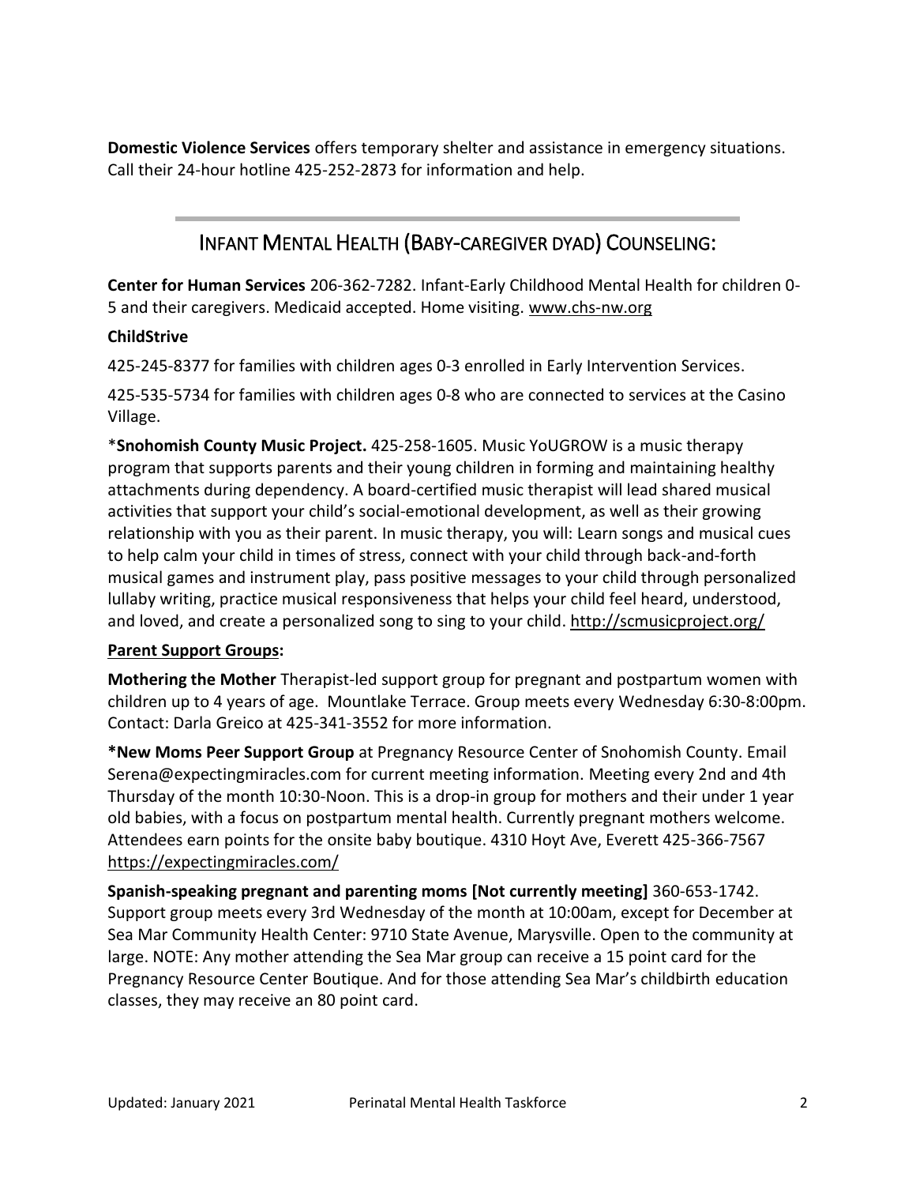**Domestic Violence Services** offers temporary shelter and assistance in emergency situations. Call their 24-hour hotline 425-252-2873 for information and help.

---

## Infant Mental Health (Baby-caregiver dyad) Counseling:

**Center for Human Services** 206-362-7282. Infant-Early Childhood Mental Health for children 0-5 and their caregivers. Medicaid accepted. Home visiting. www.chs-nw.org

**ChildStrive**

425-245-8377 for families with children ages 0-3 enrolled in Early Intervention Services.

425-535-5734 for families with children ages 0-8 who are connected to services at the Casino Village.

***Snohomish County Music Project.** 425-258-1605. Music YoUGROW is a music therapy program that supports parents and their young children in forming and maintaining healthy attachments during dependency. A board-certified music therapist will lead shared musical activities that support your child's social-emotional development, as well as their growing relationship with you as their parent. In music therapy, you will: Learn songs and musical cues to help calm your child in times of stress, connect with your child through back-and-forth musical games and instrument play, pass positive messages to your child through personalized lullaby writing, practice musical responsiveness that helps your child feel heard, understood, and loved, and create a personalized song to sing to your child. http://scmusicproject.org/

**Parent Support Groups:**

**Mothering the Mother** Therapist-led support group for pregnant and postpartum women with children up to 4 years of age. Mountlake Terrace. Group meets every Wednesday 6:30-8:00pm. Contact: Darla Greico at 425-341-3552 for more information.

**\*New Moms Peer Support Group** at Pregnancy Resource Center of Snohomish County. Email Serena@expectingmiracles.com for current meeting information. Meeting every 2nd and 4th Thursday of the month 10:30-Noon. This is a drop-in group for mothers and their under 1 year old babies, with a focus on postpartum mental health. Currently pregnant mothers welcome. Attendees earn points for the onsite baby boutique. 4310 Hoyt Ave, Everett 425-366-7567 https://expectingmiracles.com/

**Spanish-speaking pregnant and parenting moms [Not currently meeting]** 360-653-1742. Support group meets every 3rd Wednesday of the month at 10:00am, except for December at Sea Mar Community Health Center: 9710 State Avenue, Marysville. Open to the community at large. NOTE: Any mother attending the Sea Mar group can receive a 15 point card for the Pregnancy Resource Center Boutique. And for those attending Sea Mar's childbirth education classes, they may receive an 80 point card.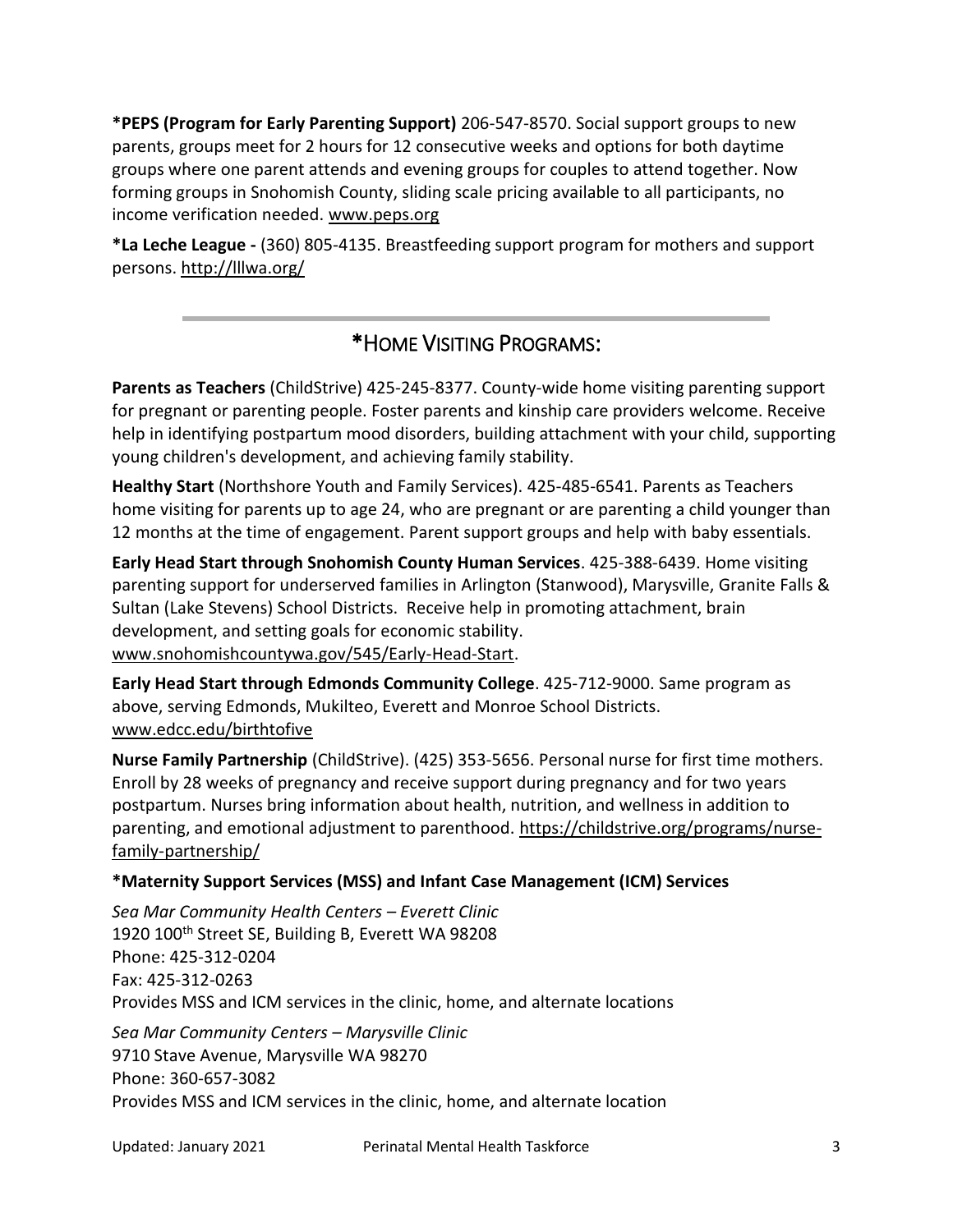**\*PEPS (Program for Early Parenting Support)** 206-547-8570. Social support groups to new parents, groups meet for 2 hours for 12 consecutive weeks and options for both daytime groups where one parent attends and evening groups for couples to attend together. Now forming groups in Snohomish County, sliding scale pricing available to all participants, no income verification needed. www.peps.org

**\*La Leche League -** (360) 805-4135. Breastfeeding support program for mothers and support persons. http://lllwa.org/

---

## \*HOME VISITING PROGRAMS:

**Parents as Teachers** (ChildStrive) 425-245-8377. County-wide home visiting parenting support for pregnant or parenting people. Foster parents and kinship care providers welcome. Receive help in identifying postpartum mood disorders, building attachment with your child, supporting young children's development, and achieving family stability.

**Healthy Start** (Northshore Youth and Family Services). 425-485-6541. Parents as Teachers home visiting for parents up to age 24, who are pregnant or are parenting a child younger than 12 months at the time of engagement. Parent support groups and help with baby essentials.

**Early Head Start through Snohomish County Human Services**. 425-388-6439. Home visiting parenting support for underserved families in Arlington (Stanwood), Marysville, Granite Falls & Sultan (Lake Stevens) School Districts. Receive help in promoting attachment, brain development, and setting goals for economic stability. www.snohomishcountywa.gov/545/Early-Head-Start.

**Early Head Start through Edmonds Community College**. 425-712-9000. Same program as above, serving Edmonds, Mukilteo, Everett and Monroe School Districts. www.edcc.edu/birthtofive

**Nurse Family Partnership** (ChildStrive). (425) 353-5656. Personal nurse for first time mothers. Enroll by 28 weeks of pregnancy and receive support during pregnancy and for two years postpartum. Nurses bring information about health, nutrition, and wellness in addition to parenting, and emotional adjustment to parenthood. https://childstrive.org/programs/nurse-family-partnership/

**\*Maternity Support Services (MSS) and Infant Case Management (ICM) Services**

*Sea Mar Community Health Centers – Everett Clinic*
1920 100th Street SE, Building B, Everett WA 98208
Phone: 425-312-0204
Fax: 425-312-0263
Provides MSS and ICM services in the clinic, home, and alternate locations

*Sea Mar Community Centers – Marysville Clinic*
9710 Stave Avenue, Marysville WA 98270
Phone: 360-657-3082
Provides MSS and ICM services in the clinic, home, and alternate location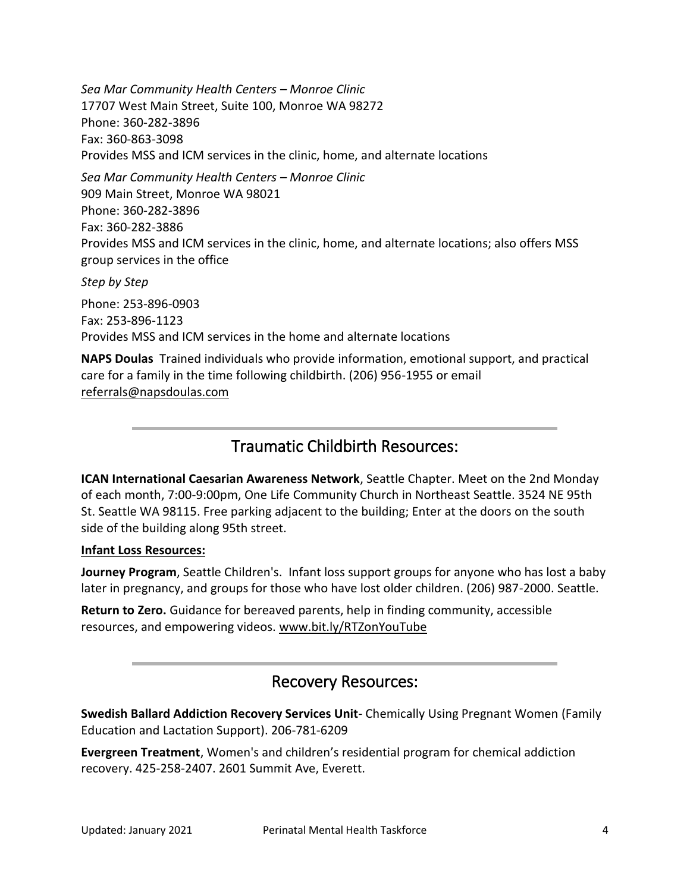*Sea Mar Community Health Centers – Monroe Clinic*
17707 West Main Street, Suite 100, Monroe WA 98272
Phone: 360-282-3896
Fax: 360-863-3098
Provides MSS and ICM services in the clinic, home, and alternate locations

*Sea Mar Community Health Centers – Monroe Clinic*
909 Main Street, Monroe WA 98021
Phone: 360-282-3896
Fax: 360-282-3886
Provides MSS and ICM services in the clinic, home, and alternate locations; also offers MSS group services in the office

*Step by Step*

Phone: 253-896-0903
Fax: 253-896-1123
Provides MSS and ICM services in the home and alternate locations

**NAPS Doulas** Trained individuals who provide information, emotional support, and practical care for a family in the time following childbirth. (206) 956-1955 or email referrals@napsdoulas.com

---

## Traumatic Childbirth Resources:

**ICAN International Caesarian Awareness Network**, Seattle Chapter. Meet on the 2nd Monday of each month, 7:00-9:00pm, One Life Community Church in Northeast Seattle. 3524 NE 95th St. Seattle WA 98115. Free parking adjacent to the building; Enter at the doors on the south side of the building along 95th street.

**Infant Loss Resources:**

**Journey Program**, Seattle Children's. Infant loss support groups for anyone who has lost a baby later in pregnancy, and groups for those who have lost older children. (206) 987-2000. Seattle.

**Return to Zero.** Guidance for bereaved parents, help in finding community, accessible resources, and empowering videos. www.bit.ly/RTZonYouTube

---

## Recovery Resources:

**Swedish Ballard Addiction Recovery Services Unit**- Chemically Using Pregnant Women (Family Education and Lactation Support). 206-781-6209

**Evergreen Treatment**, Women's and children's residential program for chemical addiction recovery. 425-258-2407. 2601 Summit Ave, Everett.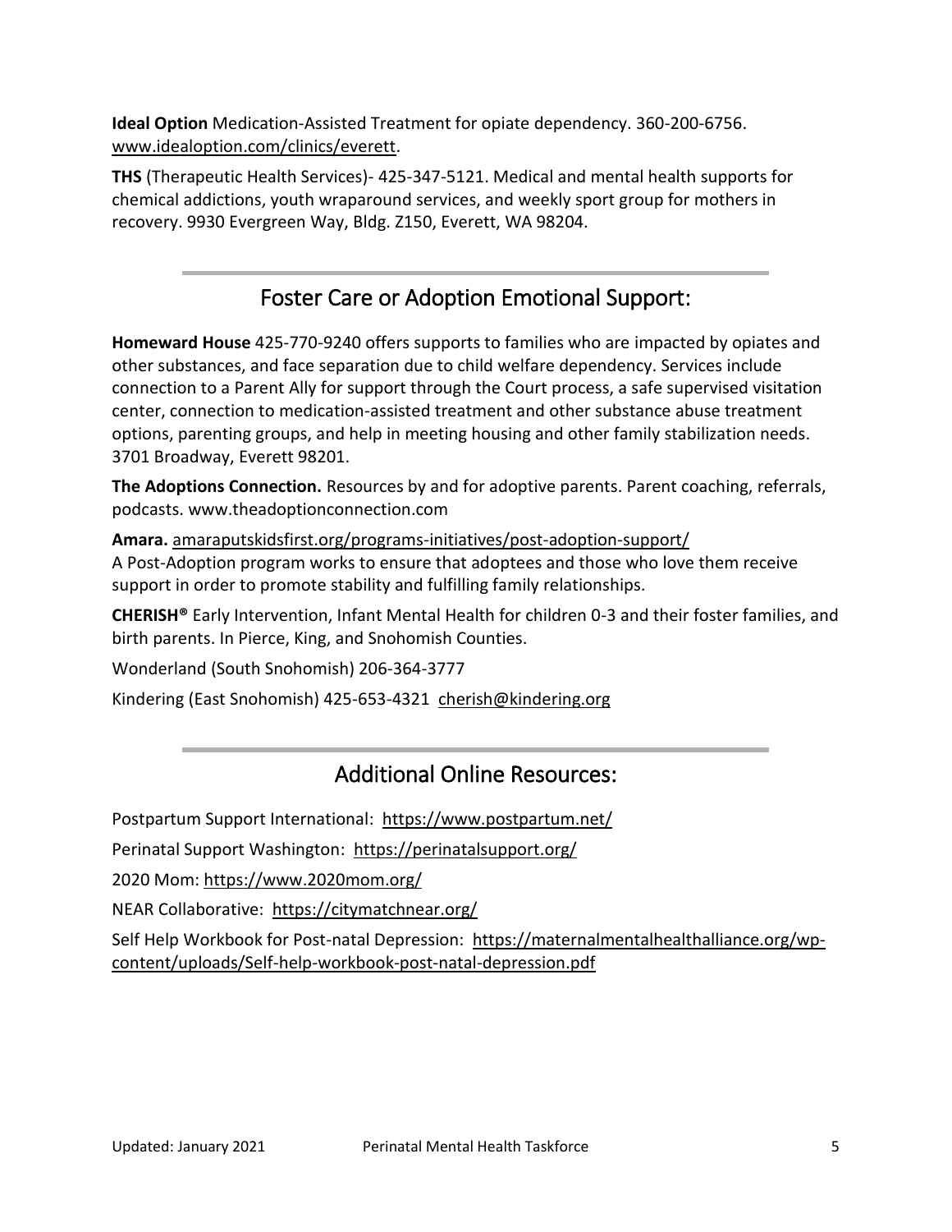**Ideal Option** Medication-Assisted Treatment for opiate dependency. 360-200-6756. www.idealoption.com/clinics/everett.

**THS** (Therapeutic Health Services)- 425-347-5121. Medical and mental health supports for chemical addictions, youth wraparound services, and weekly sport group for mothers in recovery. 9930 Evergreen Way, Bldg. Z150, Everett, WA 98204.

---

## Foster Care or Adoption Emotional Support:

**Homeward House** 425-770-9240 offers supports to families who are impacted by opiates and other substances, and face separation due to child welfare dependency. Services include connection to a Parent Ally for support through the Court process, a safe supervised visitation center, connection to medication-assisted treatment and other substance abuse treatment options, parenting groups, and help in meeting housing and other family stabilization needs. 3701 Broadway, Everett 98201.

**The Adoptions Connection.** Resources by and for adoptive parents. Parent coaching, referrals, podcasts. www.theadoptionconnection.com

**Amara.** amaraputskidsfirst.org/programs-initiatives/post-adoption-support/
A Post-Adoption program works to ensure that adoptees and those who love them receive support in order to promote stability and fulfilling family relationships.

**CHERISH®** Early Intervention, Infant Mental Health for children 0-3 and their foster families, and birth parents. In Pierce, King, and Snohomish Counties.

Wonderland (South Snohomish) 206-364-3777

Kindering (East Snohomish) 425-653-4321 cherish@kindering.org

---

## Additional Online Resources:

Postpartum Support International: https://www.postpartum.net/

Perinatal Support Washington: https://perinatalsupport.org/

2020 Mom: https://www.2020mom.org/

NEAR Collaborative: https://citymatchnear.org/

Self Help Workbook for Post-natal Depression: https://maternalmentalhealthalliance.org/wp-content/uploads/Self-help-workbook-post-natal-depression.pdf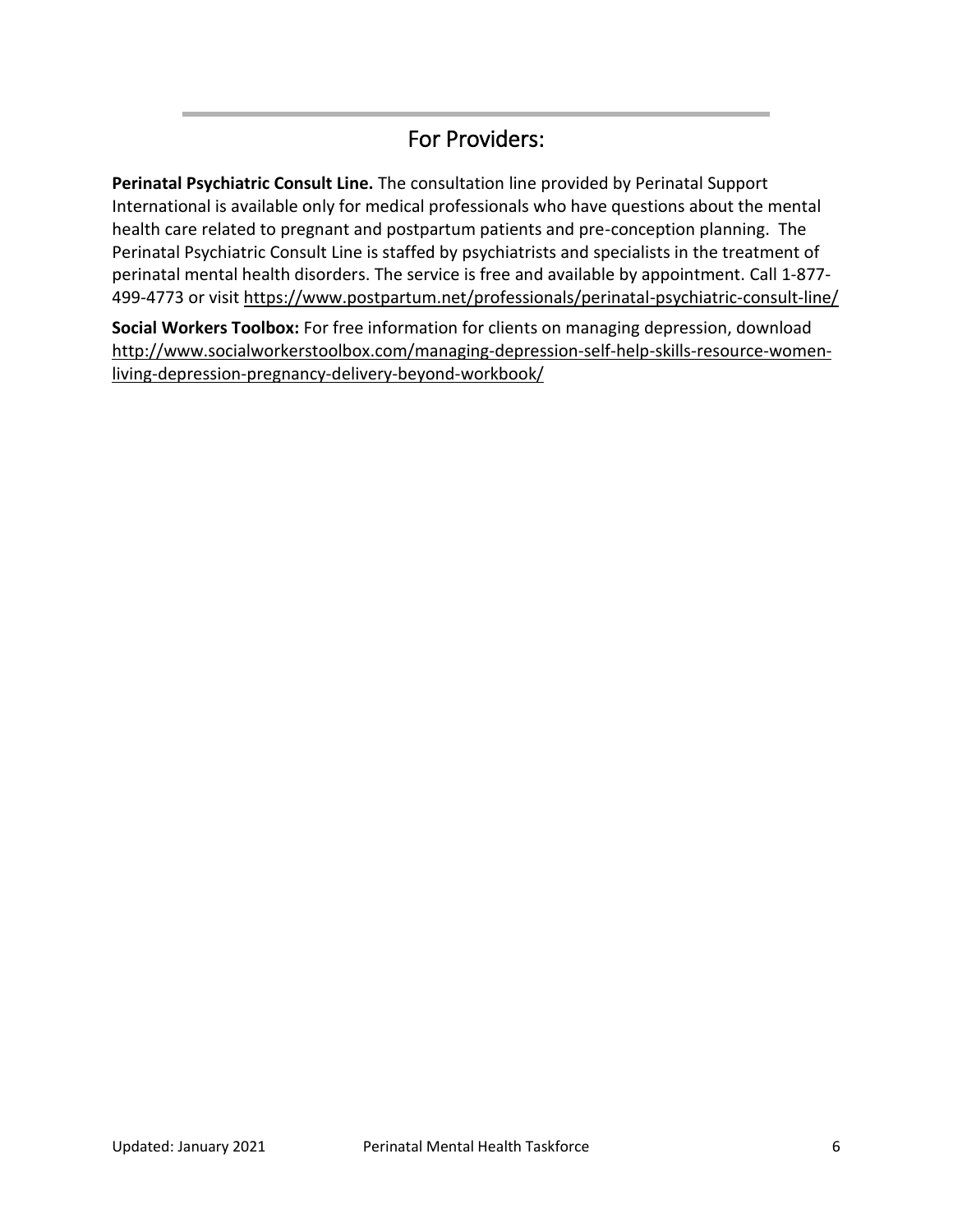## For Providers:

**Perinatal Psychiatric Consult Line.** The consultation line provided by Perinatal Support International is available only for medical professionals who have questions about the mental health care related to pregnant and postpartum patients and pre-conception planning. The Perinatal Psychiatric Consult Line is staffed by psychiatrists and specialists in the treatment of perinatal mental health disorders. The service is free and available by appointment. Call 1-877-499-4773 or visit https://www.postpartum.net/professionals/perinatal-psychiatric-consult-line/

**Social Workers Toolbox:** For free information for clients on managing depression, download http://www.socialworkerstoolbox.com/managing-depression-self-help-skills-resource-women-living-depression-pregnancy-delivery-beyond-workbook/